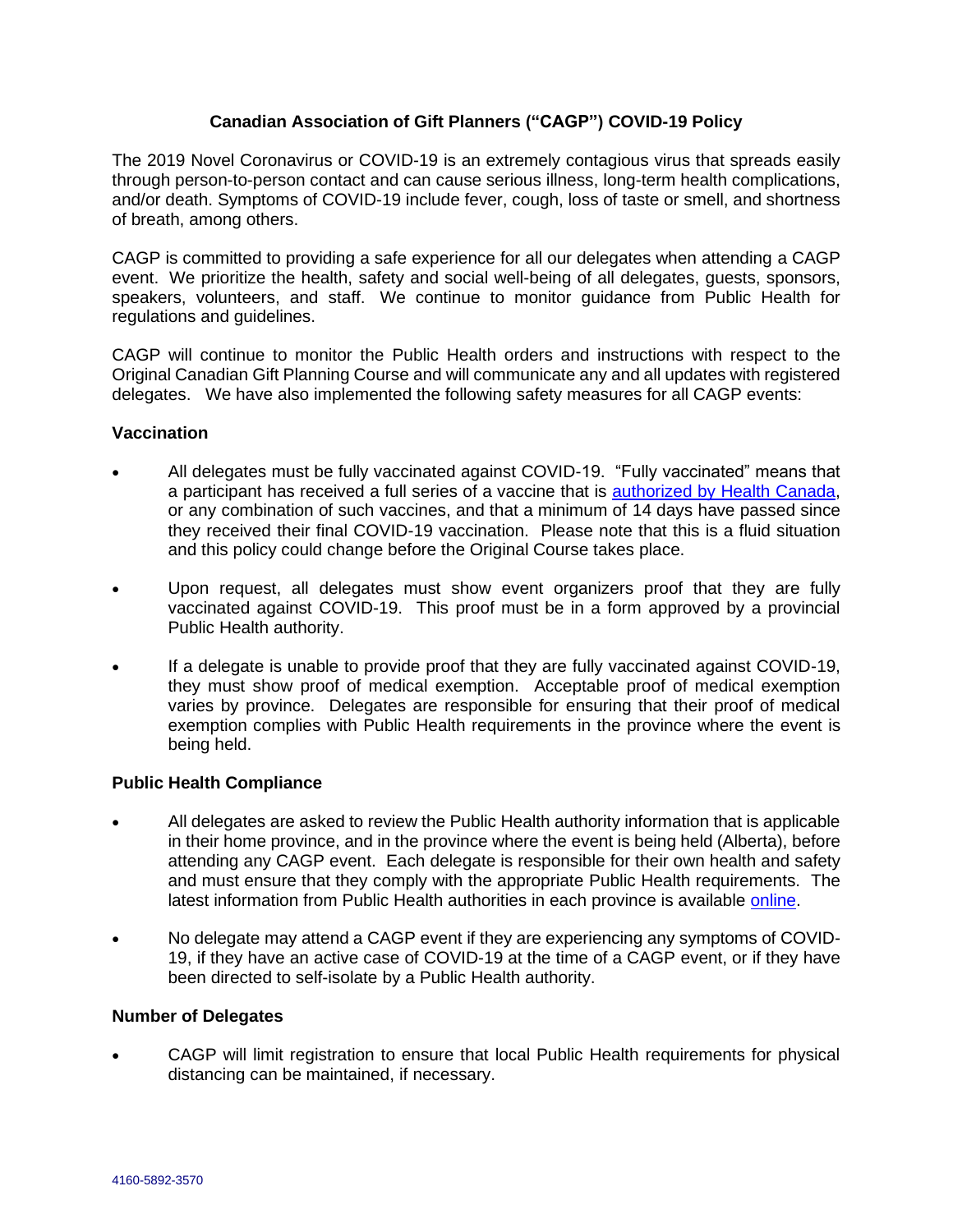# Canadian Association of Gift Planners ("CAGP") COVID-19 Policy

The 2019 Novel Coronavirus or COVID-19 is an extremely contagious virus that spreads easily through person-to-person contact and can cause serious illness, long-term health complications, and/or death. Symptoms of COVID-19 include fever, cough, loss of taste or smell, and shortness of breath, among others.

CAGP is committed to providing a safe experience for all our delegates when attending a CAGP event. We prioritize the health, safety and social well-being of all delegates, guests, sponsors, speakers, volunteers, and staff. We continue to monitor guidance from Public Health for regulations and guidelines.

CAGP will continue to monitor the Public Health orders and instructions with respect to the Original Canadian Gift Planning Course and will communicate any and all updates with registered delegates. We have also implemented the following safety measures for all CAGP events:

## Vaccination

- All delegates must be fully vaccinated against COVID-19. "Fully vaccinated" means that a participant has received a full series of a vaccine that is [authorized by Health Canada](), or any combination of such vaccines, and that a minimum of 14 days have passed since they received their final COVID-19 vaccination. Please note that this is a fluid situation and this policy could change before the Original Course takes place.
- Upon request, all delegates must show event organizers proof that they are fully vaccinated against COVID-19. This proof must be in a form approved by a provincial Public Health authority.
- If a delegate is unable to provide proof that they are fully vaccinated against COVID-19, they must show proof of medical exemption. Acceptable proof of medical exemption varies by province. Delegates are responsible for ensuring that their proof of medical exemption complies with Public Health requirements in the province where the event is being held.

## Public Health Compliance

- All delegates are asked to review the Public Health authority information that is applicable in their home province, and in the province where the event is being held (Alberta), before attending any CAGP event. Each delegate is responsible for their own health and safety and must ensure that they comply with the appropriate Public Health requirements. The latest information from Public Health authorities in each province is available [online]().
- No delegate may attend a CAGP event if they are experiencing any symptoms of COVID-19, if they have an active case of COVID-19 at the time of a CAGP event, or if they have been directed to self-isolate by a Public Health authority.

## Number of Delegates

- CAGP will limit registration to ensure that local Public Health requirements for physical distancing can be maintained, if necessary.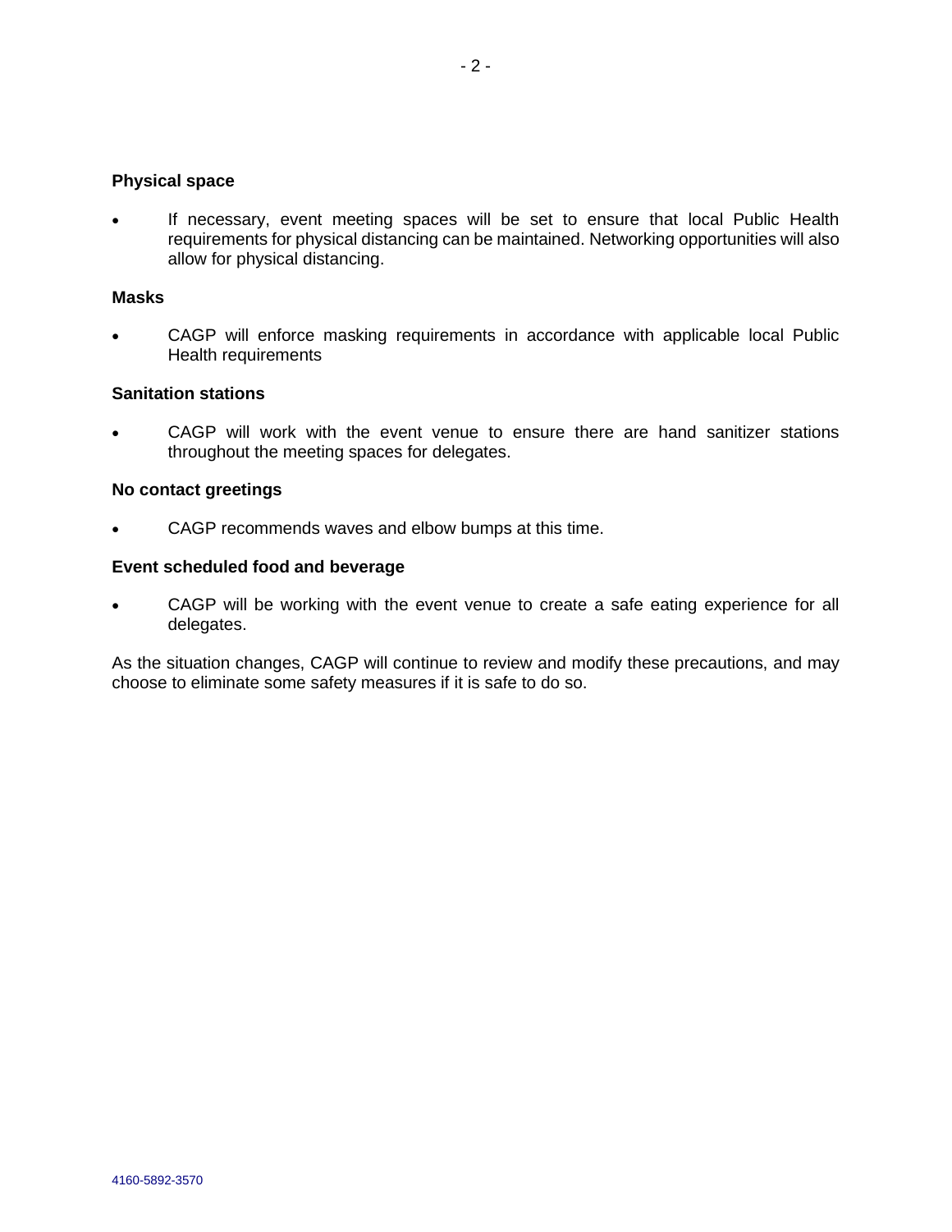**Physical space**

- If necessary, event meeting spaces will be set to ensure that local Public Health requirements for physical distancing can be maintained. Networking opportunities will also allow for physical distancing.

**Masks**

- CAGP will enforce masking requirements in accordance with applicable local Public Health requirements

**Sanitation stations**

- CAGP will work with the event venue to ensure there are hand sanitizer stations throughout the meeting spaces for delegates.

**No contact greetings**

- CAGP recommends waves and elbow bumps at this time.

**Event scheduled food and beverage**

- CAGP will be working with the event venue to create a safe eating experience for all delegates.

As the situation changes, CAGP will continue to review and modify these precautions, and may choose to eliminate some safety measures if it is safe to do so.